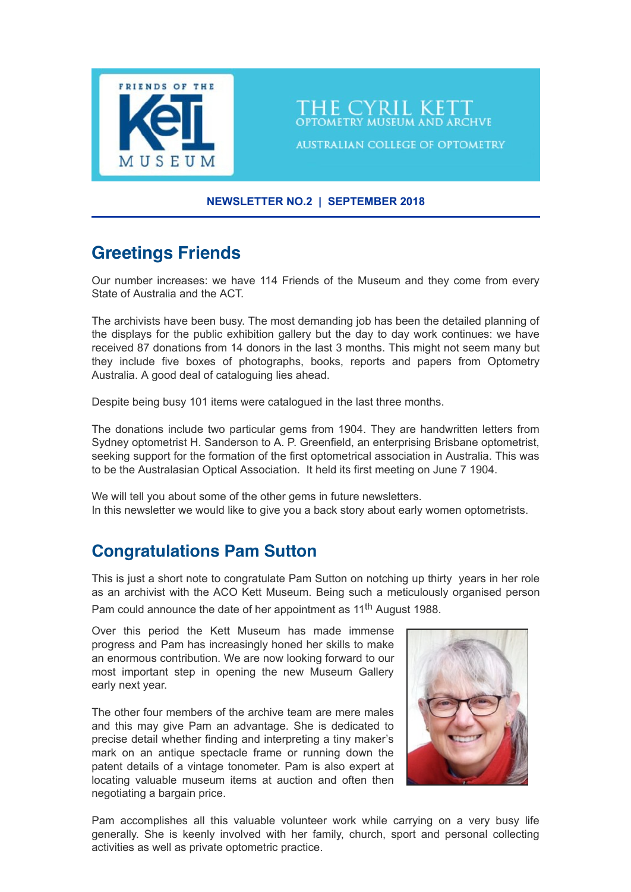FRIENDS OF THE KETT MUSEUM

# THE CYRIL KETT

OPTOMETRY MUSEUM AND ARCHVE

AUSTRALIAN COLLEGE OF OPTOMETRY

**NEWSLETTER NO.2 | SEPTEMBER 2018**

## Greetings Friends

Our number increases: we have 114 Friends of the Museum and they come from every State of Australia and the ACT.

The archivists have been busy. The most demanding job has been the detailed planning of the displays for the public exhibition gallery but the day to day work continues: we have received 87 donations from 14 donors in the last 3 months. This might not seem many but they include five boxes of photographs, books, reports and papers from Optometry Australia. A good deal of cataloguing lies ahead.

Despite being busy 101 items were catalogued in the last three months.

The donations include two particular gems from 1904. They are handwritten letters from Sydney optometrist H. Sanderson to A. P. Greenfield, an enterprising Brisbane optometrist, seeking support for the formation of the first optometrical association in Australia. This was to be the Australasian Optical Association. It held its first meeting on June 7 1904.

We will tell you about some of the other gems in future newsletters.
In this newsletter we would like to give you a back story about early women optometrists.

## Congratulations Pam Sutton

This is just a short note to congratulate Pam Sutton on notching up thirty years in her role as an archivist with the ACO Kett Museum. Being such a meticulously organised person Pam could announce the date of her appointment as 11th August 1988.

Over this period the Kett Museum has made immense progress and Pam has increasingly honed her skills to make an enormous contribution. We are now looking forward to our most important step in opening the new Museum Gallery early next year.

The other four members of the archive team are mere males and this may give Pam an advantage. She is dedicated to precise detail whether finding and interpreting a tiny maker's mark on an antique spectacle frame or running down the patent details of a vintage tonometer. Pam is also expert at locating valuable museum items at auction and often then negotiating a bargain price.

Pam accomplishes all this valuable volunteer work while carrying on a very busy life generally. She is keenly involved with her family, church, sport and personal collecting activities as well as private optometric practice.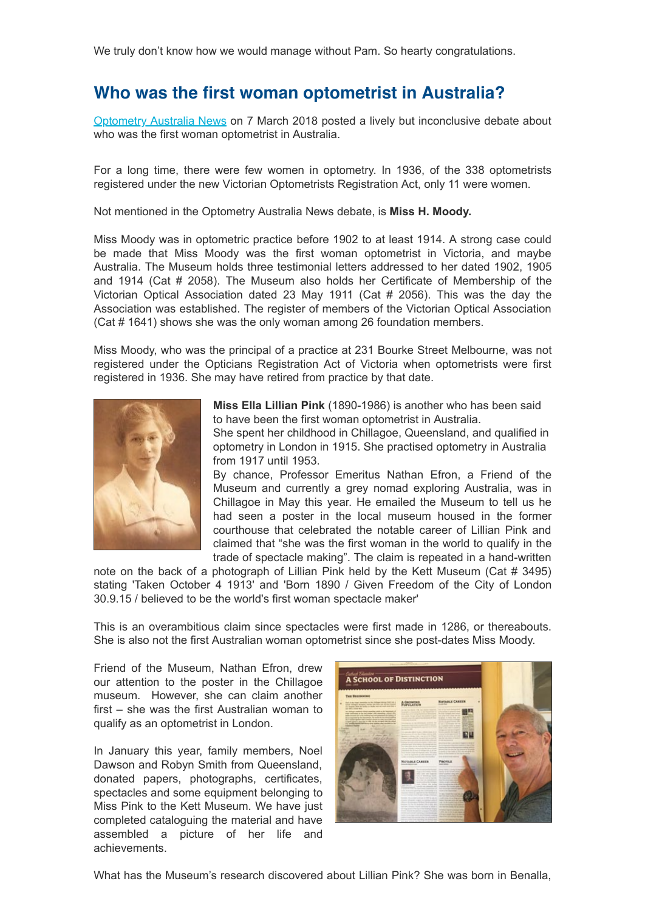We truly don't know how we would manage without Pam. So hearty congratulations.

## Who was the first woman optometrist in Australia?

Optometry Australia News on 7 March 2018 posted a lively but inconclusive debate about who was the first woman optometrist in Australia.

For a long time, there were few women in optometry. In 1936, of the 338 optometrists registered under the new Victorian Optometrists Registration Act, only 11 were women.

Not mentioned in the Optometry Australia News debate, is **Miss H. Moody.**

Miss Moody was in optometric practice before 1902 to at least 1914. A strong case could be made that Miss Moody was the first woman optometrist in Victoria, and maybe Australia. The Museum holds three testimonial letters addressed to her dated 1902, 1905 and 1914 (Cat # 2058). The Museum also holds her Certificate of Membership of the Victorian Optical Association dated 23 May 1911 (Cat # 2056). This was the day the Association was established. The register of members of the Victorian Optical Association (Cat # 1641) shows she was the only woman among 26 foundation members.

Miss Moody, who was the principal of a practice at 231 Bourke Street Melbourne, was not registered under the Opticians Registration Act of Victoria when optometrists were first registered in 1936. She may have retired from practice by that date.

**Miss Ella Lillian Pink** (1890-1986) is another who has been said to have been the first woman optometrist in Australia.
She spent her childhood in Chillagoe, Queensland, and qualified in optometry in London in 1915. She practised optometry in Australia from 1917 until 1953.
By chance, Professor Emeritus Nathan Efron, a Friend of the Museum and currently a grey nomad exploring Australia, was in Chillagoe in May this year. He emailed the Museum to tell us he had seen a poster in the local museum housed in the former courthouse that celebrated the notable career of Lillian Pink and claimed that "she was the first woman in the world to qualify in the trade of spectacle making". The claim is repeated in a hand-written note on the back of a photograph of Lillian Pink held by the Kett Museum (Cat # 3495) stating 'Taken October 4 1913' and 'Born 1890 / Given Freedom of the City of London 30.9.15 / believed to be the world's first woman spectacle maker'

This is an overambitious claim since spectacles were first made in 1286, or thereabouts. She is also not the first Australian woman optometrist since she post-dates Miss Moody.

Friend of the Museum, Nathan Efron, drew our attention to the poster in the Chillagoe museum. However, she can claim another first – she was the first Australian woman to qualify as an optometrist in London.

In January this year, family members, Noel Dawson and Robyn Smith from Queensland, donated papers, photographs, certificates, spectacles and some equipment belonging to Miss Pink to the Kett Museum. We have just completed cataloguing the material and have assembled a picture of her life and achievements.

What has the Museum's research discovered about Lillian Pink? She was born in Benalla,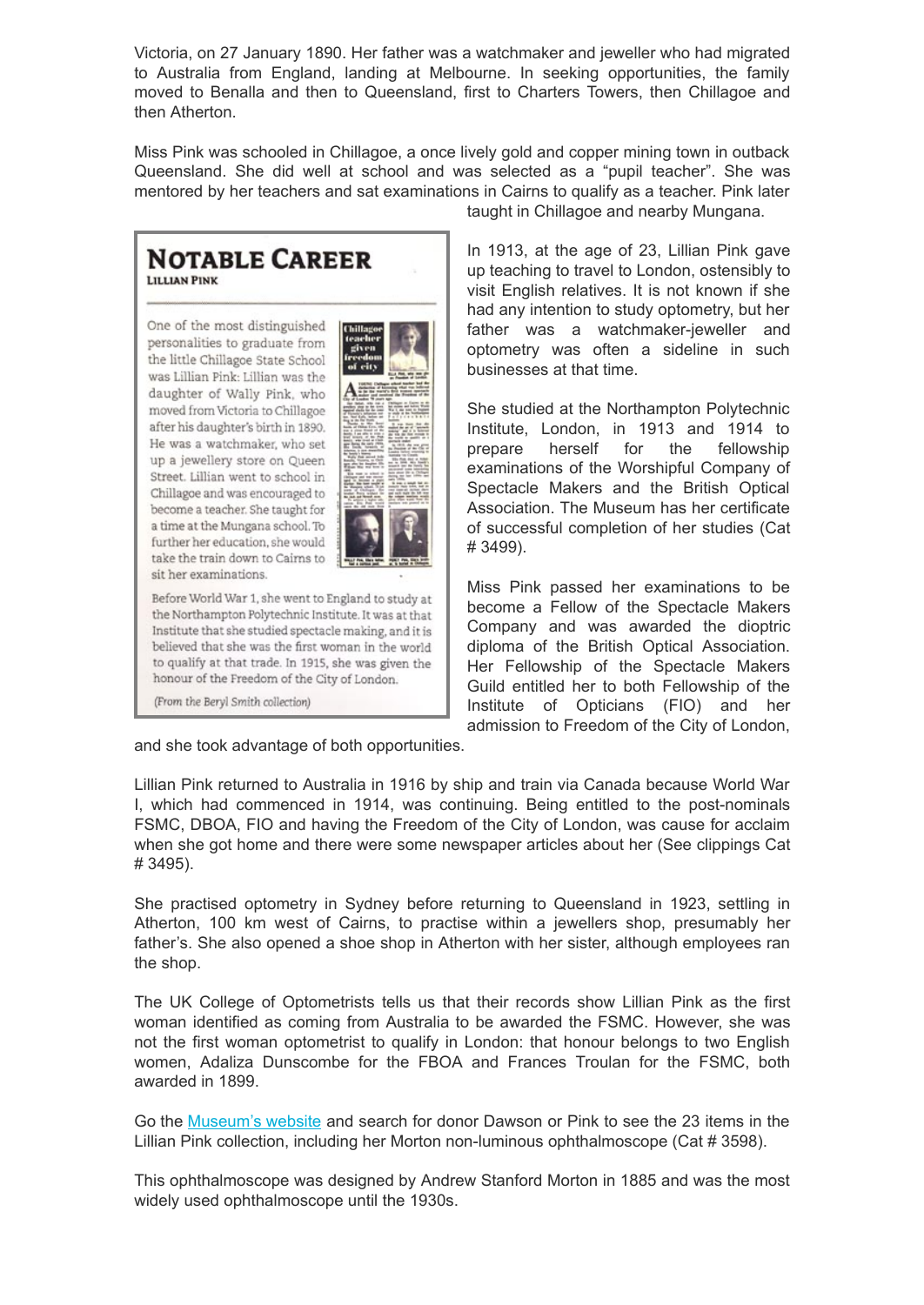Victoria, on 27 January 1890. Her father was a watchmaker and jeweller who had migrated to Australia from England, landing at Melbourne. In seeking opportunities, the family moved to Benalla and then to Queensland, first to Charters Towers, then Chillagoe and then Atherton.

Miss Pink was schooled in Chillagoe, a once lively gold and copper mining town in outback Queensland. She did well at school and was selected as a "pupil teacher". She was mentored by her teachers and sat examinations in Cairns to qualify as a teacher. Pink later taught in Chillagoe and nearby Mungana.

In 1913, at the age of 23, Lillian Pink gave up teaching to travel to London, ostensibly to visit English relatives. It is not known if she had any intention to study optometry, but her father was a watchmaker-jeweller and optometry was often a sideline in such businesses at that time.

She studied at the Northampton Polytechnic Institute, London, in 1913 and 1914 to prepare herself for the fellowship examinations of the Worshipful Company of Spectacle Makers and the British Optical Association. The Museum has her certificate of successful completion of her studies (Cat # 3499).

Miss Pink passed her examinations to be become a Fellow of the Spectacle Makers Company and was awarded the dioptric diploma of the British Optical Association. Her Fellowship of the Spectacle Makers Guild entitled her to both Fellowship of the Institute of Opticians (FIO) and her admission to Freedom of the City of London, and she took advantage of both opportunities.

> ## NOTABLE CAREER
> **LILLIAN PINK**
>
> One of the most distinguished personalities to graduate from the little Chillagoe State School was Lillian Pink: Lillian was the daughter of Wally Pink, who moved from Victoria to Chillagoe after his daughter's birth in 1890. He was a watchmaker, who set up a jewellery store on Queen Street. Lillian went to school in Chillagoe and was encouraged to become a teacher. She taught for a time at the Mungana school. To further her education, she would take the train down to Cairns to sit her examinations.
>
> Before World War 1, she went to England to study at the Northampton Polytechnic Institute. It was at that Institute that she studied spectacle making, and it is believed that she was the first woman in the world to qualify at that trade. In 1915, she was given the honour of the Freedom of the City of London.
>
> *(From the Beryl Smith collection)*

Lillian Pink returned to Australia in 1916 by ship and train via Canada because World War I, which had commenced in 1914, was continuing. Being entitled to the post-nominals FSMC, DBOA, FIO and having the Freedom of the City of London, was cause for acclaim when she got home and there were some newspaper articles about her (See clippings Cat # 3495).

She practised optometry in Sydney before returning to Queensland in 1923, settling in Atherton, 100 km west of Cairns, to practise within a jewellers shop, presumably her father's. She also opened a shoe shop in Atherton with her sister, although employees ran the shop.

The UK College of Optometrists tells us that their records show Lillian Pink as the first woman identified as coming from Australia to be awarded the FSMC. However, she was not the first woman optometrist to qualify in London: that honour belongs to two English women, Adaliza Dunscombe for the FBOA and Frances Troulan for the FSMC, both awarded in 1899.

Go the Museum's website and search for donor Dawson or Pink to see the 23 items in the Lillian Pink collection, including her Morton non-luminous ophthalmoscope (Cat # 3598).

This ophthalmoscope was designed by Andrew Stanford Morton in 1885 and was the most widely used ophthalmoscope until the 1930s.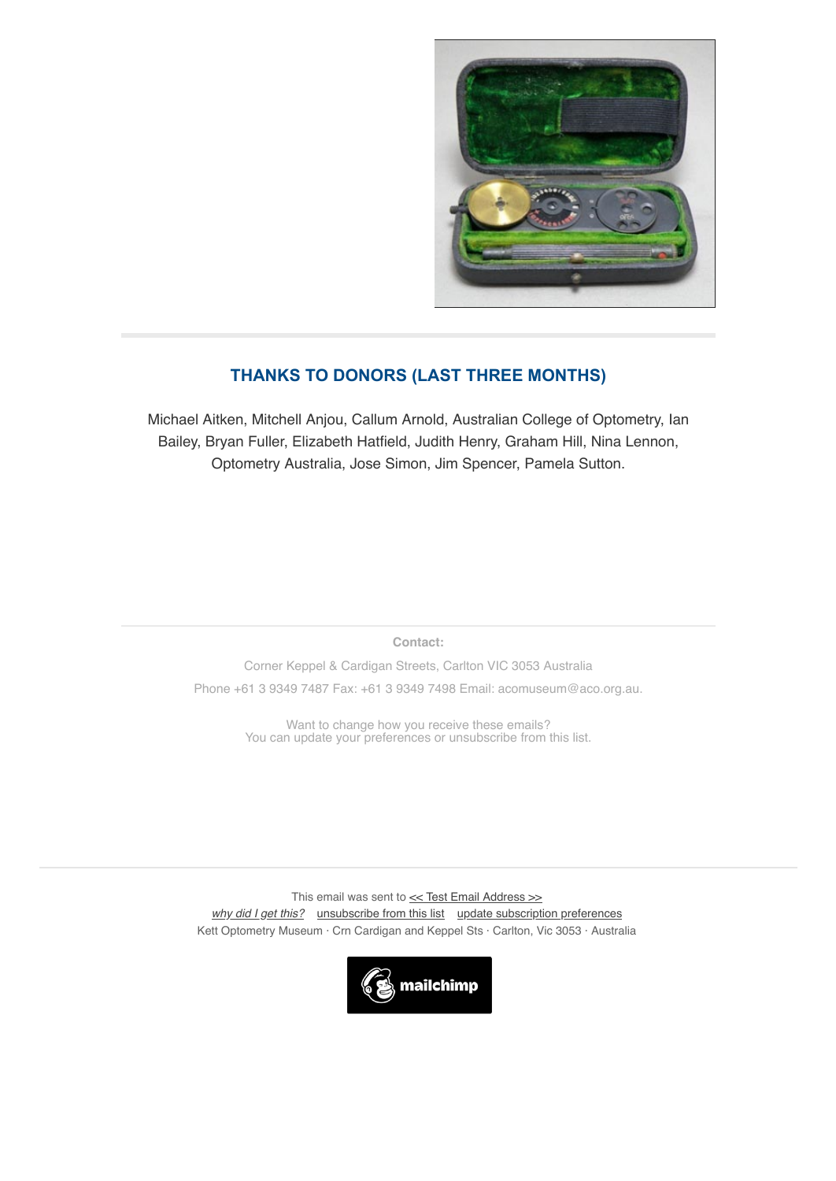## THANKS TO DONORS (LAST THREE MONTHS)

Michael Aitken, Mitchell Anjou, Callum Arnold, Australian College of Optometry, Ian Bailey, Bryan Fuller, Elizabeth Hatfield, Judith Henry, Graham Hill, Nina Lennon, Optometry Australia, Jose Simon, Jim Spencer, Pamela Sutton.

**Contact:**

Corner Keppel & Cardigan Streets, Carlton VIC 3053 Australia

Phone +61 3 9349 7487 Fax: +61 3 9349 7498 Email: acomuseum@aco.org.au.

Want to change how you receive these emails?
You can update your preferences or unsubscribe from this list.

This email was sent to << Test Email Address >>
*why did I get this?* unsubscribe from this list update subscription preferences
Kett Optometry Museum · Crn Cardigan and Keppel Sts · Carlton, Vic 3053 · Australia

mailchimp